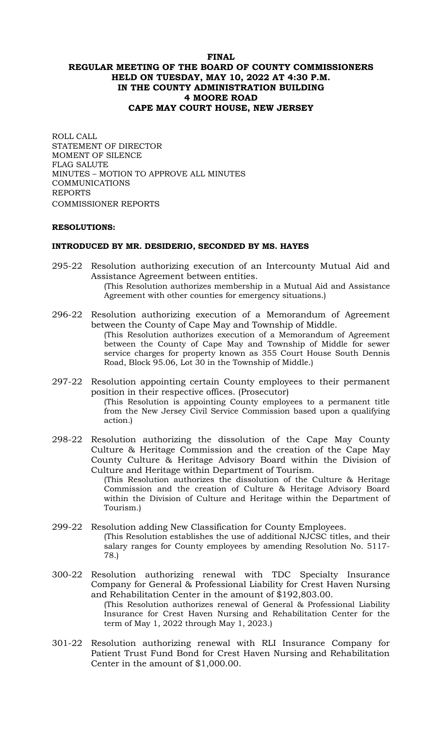# FINAL
# REGULAR MEETING OF THE BOARD OF COUNTY COMMISSIONERS HELD ON TUESDAY, MAY 10, 2022 AT 4:30 P.M. IN THE COUNTY ADMINISTRATION BUILDING 4 MOORE ROAD CAPE MAY COURT HOUSE, NEW JERSEY

ROLL CALL
STATEMENT OF DIRECTOR
MOMENT OF SILENCE
FLAG SALUTE
MINUTES – MOTION TO APPROVE ALL MINUTES
COMMUNICATIONS
REPORTS
COMMISSIONER REPORTS

**RESOLUTIONS:**

**INTRODUCED BY MR. DESIDERIO, SECONDED BY MS. HAYES**

295-22 Resolution authorizing execution of an Intercounty Mutual Aid and Assistance Agreement between entities.
(This Resolution authorizes membership in a Mutual Aid and Assistance Agreement with other counties for emergency situations.)

296-22 Resolution authorizing execution of a Memorandum of Agreement between the County of Cape May and Township of Middle.
(This Resolution authorizes execution of a Memorandum of Agreement between the County of Cape May and Township of Middle for sewer service charges for property known as 355 Court House South Dennis Road, Block 95.06, Lot 30 in the Township of Middle.)

297-22 Resolution appointing certain County employees to their permanent position in their respective offices. (Prosecutor)
(This Resolution is appointing County employees to a permanent title from the New Jersey Civil Service Commission based upon a qualifying action.)

298-22 Resolution authorizing the dissolution of the Cape May County Culture & Heritage Commission and the creation of the Cape May County Culture & Heritage Advisory Board within the Division of Culture and Heritage within Department of Tourism.
(This Resolution authorizes the dissolution of the Culture & Heritage Commission and the creation of Culture & Heritage Advisory Board within the Division of Culture and Heritage within the Department of Tourism.)

299-22 Resolution adding New Classification for County Employees.
(This Resolution establishes the use of additional NJCSC titles, and their salary ranges for County employees by amending Resolution No. 5117-78.)

300-22 Resolution authorizing renewal with TDC Specialty Insurance Company for General & Professional Liability for Crest Haven Nursing and Rehabilitation Center in the amount of $192,803.00.
(This Resolution authorizes renewal of General & Professional Liability Insurance for Crest Haven Nursing and Rehabilitation Center for the term of May 1, 2022 through May 1, 2023.)

301-22 Resolution authorizing renewal with RLI Insurance Company for Patient Trust Fund Bond for Crest Haven Nursing and Rehabilitation Center in the amount of $1,000.00.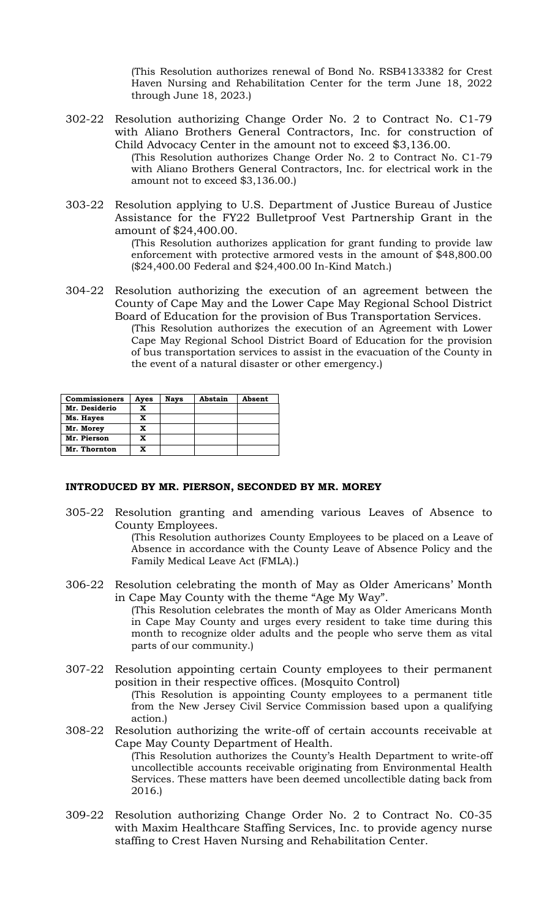(This Resolution authorizes renewal of Bond No. RSB4133382 for Crest Haven Nursing and Rehabilitation Center for the term June 18, 2022 through June 18, 2023.)

302-22 Resolution authorizing Change Order No. 2 to Contract No. C1-79 with Aliano Brothers General Contractors, Inc. for construction of Child Advocacy Center in the amount not to exceed $3,136.00.
(This Resolution authorizes Change Order No. 2 to Contract No. C1-79 with Aliano Brothers General Contractors, Inc. for electrical work in the amount not to exceed $3,136.00.)

303-22 Resolution applying to U.S. Department of Justice Bureau of Justice Assistance for the FY22 Bulletproof Vest Partnership Grant in the amount of $24,400.00.
(This Resolution authorizes application for grant funding to provide law enforcement with protective armored vests in the amount of $48,800.00 ($24,400.00 Federal and $24,400.00 In-Kind Match.)

304-22 Resolution authorizing the execution of an agreement between the County of Cape May and the Lower Cape May Regional School District Board of Education for the provision of Bus Transportation Services.
(This Resolution authorizes the execution of an Agreement with Lower Cape May Regional School District Board of Education for the provision of bus transportation services to assist in the evacuation of the County in the event of a natural disaster or other emergency.)

| Commissioners | Ayes | Nays | Abstain | Absent |
|---|---|---|---|---|
| Mr. Desiderio | X | | | |
| Ms. Hayes | X | | | |
| Mr. Morey | X | | | |
| Mr. Pierson | X | | | |
| Mr. Thornton | X | | | |

**INTRODUCED BY MR. PIERSON, SECONDED BY MR. MOREY**

305-22 Resolution granting and amending various Leaves of Absence to County Employees.
(This Resolution authorizes County Employees to be placed on a Leave of Absence in accordance with the County Leave of Absence Policy and the Family Medical Leave Act (FMLA).)

306-22 Resolution celebrating the month of May as Older Americans' Month in Cape May County with the theme "Age My Way".
(This Resolution celebrates the month of May as Older Americans Month in Cape May County and urges every resident to take time during this month to recognize older adults and the people who serve them as vital parts of our community.)

307-22 Resolution appointing certain County employees to their permanent position in their respective offices. (Mosquito Control)
(This Resolution is appointing County employees to a permanent title from the New Jersey Civil Service Commission based upon a qualifying action.)

308-22 Resolution authorizing the write-off of certain accounts receivable at Cape May County Department of Health.
(This Resolution authorizes the County's Health Department to write-off uncollectible accounts receivable originating from Environmental Health Services. These matters have been deemed uncollectible dating back from 2016.)

309-22 Resolution authorizing Change Order No. 2 to Contract No. C0-35 with Maxim Healthcare Staffing Services, Inc. to provide agency nurse staffing to Crest Haven Nursing and Rehabilitation Center.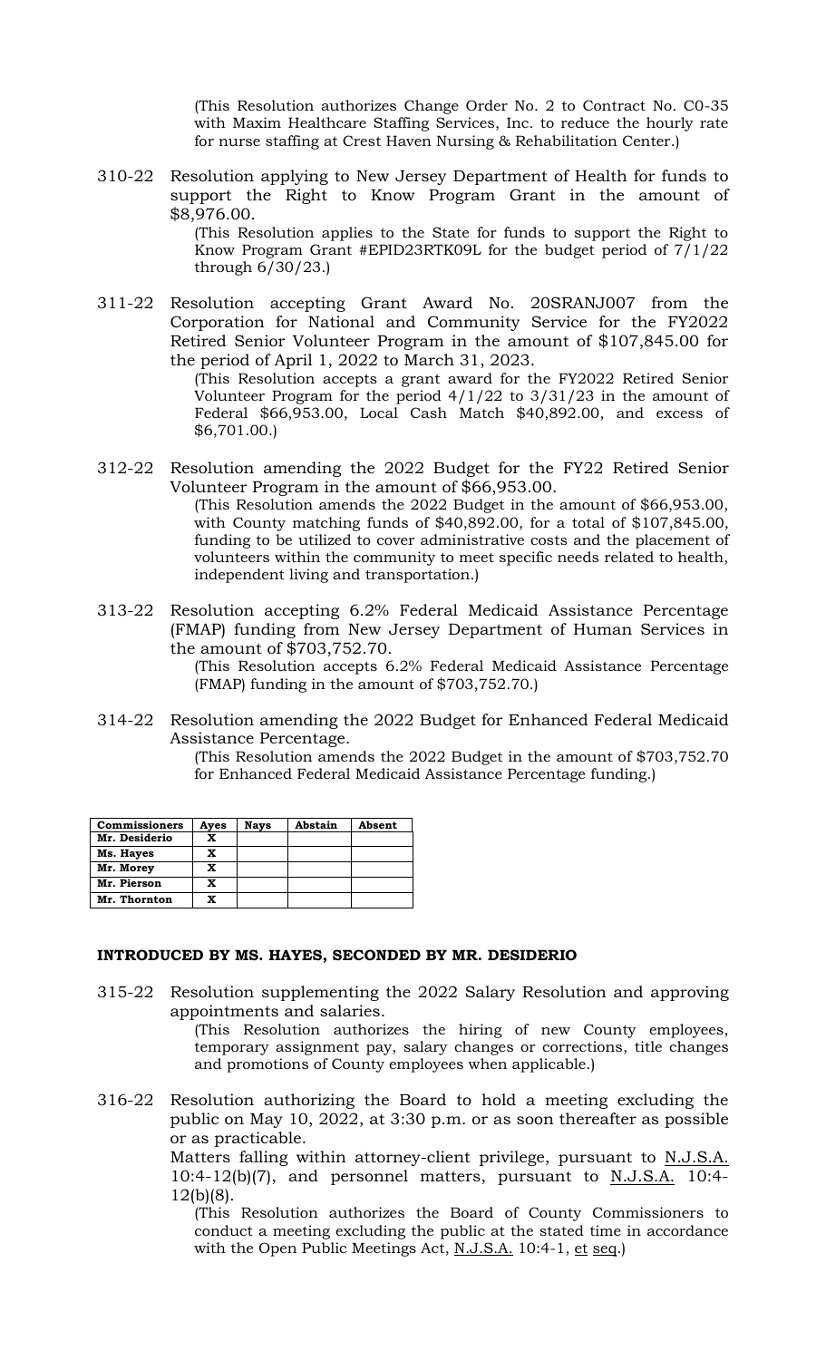(This Resolution authorizes Change Order No. 2 to Contract No. C0-35 with Maxim Healthcare Staffing Services, Inc. to reduce the hourly rate for nurse staffing at Crest Haven Nursing & Rehabilitation Center.)

310-22 Resolution applying to New Jersey Department of Health for funds to support the Right to Know Program Grant in the amount of $8,976.00.

(This Resolution applies to the State for funds to support the Right to Know Program Grant #EPID23RTK09L for the budget period of 7/1/22 through 6/30/23.)

311-22 Resolution accepting Grant Award No. 20SRANJ007 from the Corporation for National and Community Service for the FY2022 Retired Senior Volunteer Program in the amount of $107,845.00 for the period of April 1, 2022 to March 31, 2023.

(This Resolution accepts a grant award for the FY2022 Retired Senior Volunteer Program for the period 4/1/22 to 3/31/23 in the amount of Federal $66,953.00, Local Cash Match $40,892.00, and excess of $6,701.00.)

312-22 Resolution amending the 2022 Budget for the FY22 Retired Senior Volunteer Program in the amount of $66,953.00.

(This Resolution amends the 2022 Budget in the amount of $66,953.00, with County matching funds of $40,892.00, for a total of $107,845.00, funding to be utilized to cover administrative costs and the placement of volunteers within the community to meet specific needs related to health, independent living and transportation.)

313-22 Resolution accepting 6.2% Federal Medicaid Assistance Percentage (FMAP) funding from New Jersey Department of Human Services in the amount of $703,752.70.

(This Resolution accepts 6.2% Federal Medicaid Assistance Percentage (FMAP) funding in the amount of $703,752.70.)

314-22 Resolution amending the 2022 Budget for Enhanced Federal Medicaid Assistance Percentage.

(This Resolution amends the 2022 Budget in the amount of $703,752.70 for Enhanced Federal Medicaid Assistance Percentage funding.)

| Commissioners | Ayes | Nays | Abstain | Absent |
|---|---|---|---|---|
| Mr. Desiderio | X | | | |
| Ms. Hayes | X | | | |
| Mr. Morey | X | | | |
| Mr. Pierson | X | | | |
| Mr. Thornton | X | | | |

**INTRODUCED BY MS. HAYES, SECONDED BY MR. DESIDERIO**

315-22 Resolution supplementing the 2022 Salary Resolution and approving appointments and salaries.

(This Resolution authorizes the hiring of new County employees, temporary assignment pay, salary changes or corrections, title changes and promotions of County employees when applicable.)

316-22 Resolution authorizing the Board to hold a meeting excluding the public on May 10, 2022, at 3:30 p.m. or as soon thereafter as possible or as practicable.

Matters falling within attorney-client privilege, pursuant to N.J.S.A. 10:4-12(b)(7), and personnel matters, pursuant to N.J.S.A. 10:4-12(b)(8).

(This Resolution authorizes the Board of County Commissioners to conduct a meeting excluding the public at the stated time in accordance with the Open Public Meetings Act, N.J.S.A. 10:4-1, et seq.)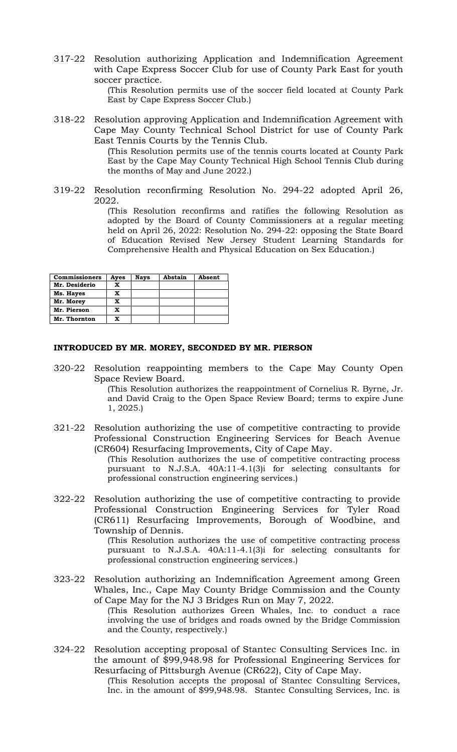317-22 Resolution authorizing Application and Indemnification Agreement with Cape Express Soccer Club for use of County Park East for youth soccer practice.

(This Resolution permits use of the soccer field located at County Park East by Cape Express Soccer Club.)

318-22 Resolution approving Application and Indemnification Agreement with Cape May County Technical School District for use of County Park East Tennis Courts by the Tennis Club.

(This Resolution permits use of the tennis courts located at County Park East by the Cape May County Technical High School Tennis Club during the months of May and June 2022.)

319-22 Resolution reconfirming Resolution No. 294-22 adopted April 26, 2022.

(This Resolution reconfirms and ratifies the following Resolution as adopted by the Board of County Commissioners at a regular meeting held on April 26, 2022: Resolution No. 294-22: opposing the State Board of Education Revised New Jersey Student Learning Standards for Comprehensive Health and Physical Education on Sex Education.)

| Commissioners | Ayes | Nays | Abstain | Absent |
|---|---|---|---|---|
| Mr. Desiderio | X | | | |
| Ms. Hayes | X | | | |
| Mr. Morey | X | | | |
| Mr. Pierson | X | | | |
| Mr. Thornton | X | | | |

**INTRODUCED BY MR. MOREY, SECONDED BY MR. PIERSON**

320-22 Resolution reappointing members to the Cape May County Open Space Review Board.

(This Resolution authorizes the reappointment of Cornelius R. Byrne, Jr. and David Craig to the Open Space Review Board; terms to expire June 1, 2025.)

321-22 Resolution authorizing the use of competitive contracting to provide Professional Construction Engineering Services for Beach Avenue (CR604) Resurfacing Improvements, City of Cape May.

(This Resolution authorizes the use of competitive contracting process pursuant to N.J.S.A. 40A:11-4.1(3)i for selecting consultants for professional construction engineering services.)

322-22 Resolution authorizing the use of competitive contracting to provide Professional Construction Engineering Services for Tyler Road (CR611) Resurfacing Improvements, Borough of Woodbine, and Township of Dennis.

(This Resolution authorizes the use of competitive contracting process pursuant to N.J.S.A. 40A:11-4.1(3)i for selecting consultants for professional construction engineering services.)

323-22 Resolution authorizing an Indemnification Agreement among Green Whales, Inc., Cape May County Bridge Commission and the County of Cape May for the NJ 3 Bridges Run on May 7, 2022.

(This Resolution authorizes Green Whales, Inc. to conduct a race involving the use of bridges and roads owned by the Bridge Commission and the County, respectively.)

324-22 Resolution accepting proposal of Stantec Consulting Services Inc. in the amount of $99,948.98 for Professional Engineering Services for Resurfacing of Pittsburgh Avenue (CR622), City of Cape May.

(This Resolution accepts the proposal of Stantec Consulting Services, Inc. in the amount of $99,948.98. Stantec Consulting Services, Inc. is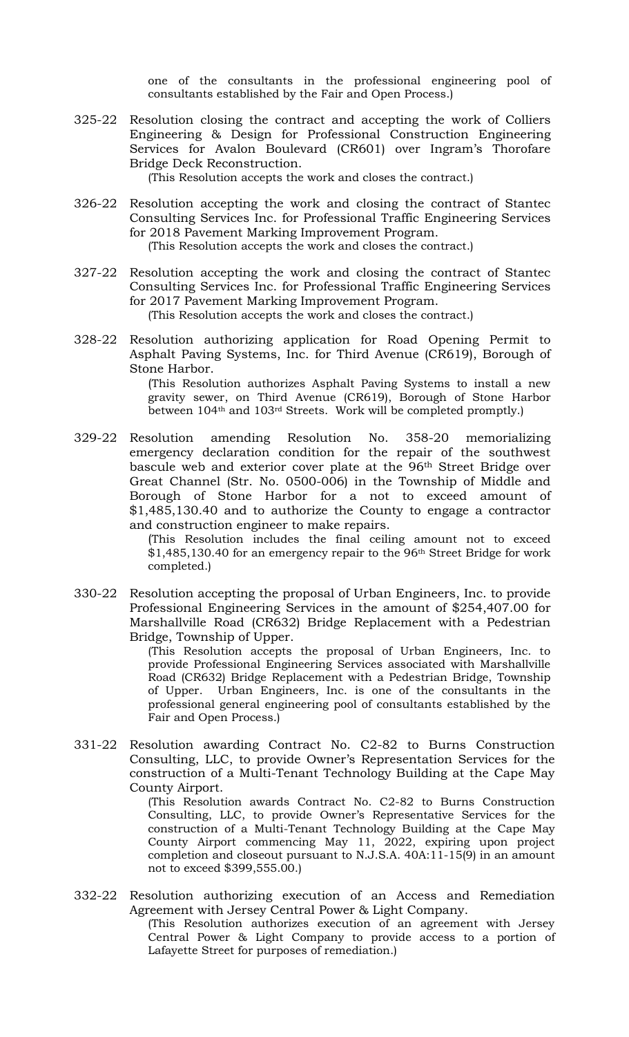one of the consultants in the professional engineering pool of consultants established by the Fair and Open Process.)

325-22 Resolution closing the contract and accepting the work of Colliers Engineering & Design for Professional Construction Engineering Services for Avalon Boulevard (CR601) over Ingram's Thorofare Bridge Deck Reconstruction.

(This Resolution accepts the work and closes the contract.)

326-22 Resolution accepting the work and closing the contract of Stantec Consulting Services Inc. for Professional Traffic Engineering Services for 2018 Pavement Marking Improvement Program.

(This Resolution accepts the work and closes the contract.)

327-22 Resolution accepting the work and closing the contract of Stantec Consulting Services Inc. for Professional Traffic Engineering Services for 2017 Pavement Marking Improvement Program.

(This Resolution accepts the work and closes the contract.)

328-22 Resolution authorizing application for Road Opening Permit to Asphalt Paving Systems, Inc. for Third Avenue (CR619), Borough of Stone Harbor.

(This Resolution authorizes Asphalt Paving Systems to install a new gravity sewer, on Third Avenue (CR619), Borough of Stone Harbor between 104th and 103rd Streets. Work will be completed promptly.)

329-22 Resolution amending Resolution No. 358-20 memorializing emergency declaration condition for the repair of the southwest bascule web and exterior cover plate at the 96th Street Bridge over Great Channel (Str. No. 0500-006) in the Township of Middle and Borough of Stone Harbor for a not to exceed amount of $1,485,130.40 and to authorize the County to engage a contractor and construction engineer to make repairs.

(This Resolution includes the final ceiling amount not to exceed $1,485,130.40 for an emergency repair to the 96th Street Bridge for work completed.)

330-22 Resolution accepting the proposal of Urban Engineers, Inc. to provide Professional Engineering Services in the amount of $254,407.00 for Marshallville Road (CR632) Bridge Replacement with a Pedestrian Bridge, Township of Upper.

(This Resolution accepts the proposal of Urban Engineers, Inc. to provide Professional Engineering Services associated with Marshallville Road (CR632) Bridge Replacement with a Pedestrian Bridge, Township of Upper. Urban Engineers, Inc. is one of the consultants in the professional general engineering pool of consultants established by the Fair and Open Process.)

331-22 Resolution awarding Contract No. C2-82 to Burns Construction Consulting, LLC, to provide Owner's Representation Services for the construction of a Multi-Tenant Technology Building at the Cape May County Airport.

(This Resolution awards Contract No. C2-82 to Burns Construction Consulting, LLC, to provide Owner's Representative Services for the construction of a Multi-Tenant Technology Building at the Cape May County Airport commencing May 11, 2022, expiring upon project completion and closeout pursuant to N.J.S.A. 40A:11-15(9) in an amount not to exceed $399,555.00.)

332-22 Resolution authorizing execution of an Access and Remediation Agreement with Jersey Central Power & Light Company.

(This Resolution authorizes execution of an agreement with Jersey Central Power & Light Company to provide access to a portion of Lafayette Street for purposes of remediation.)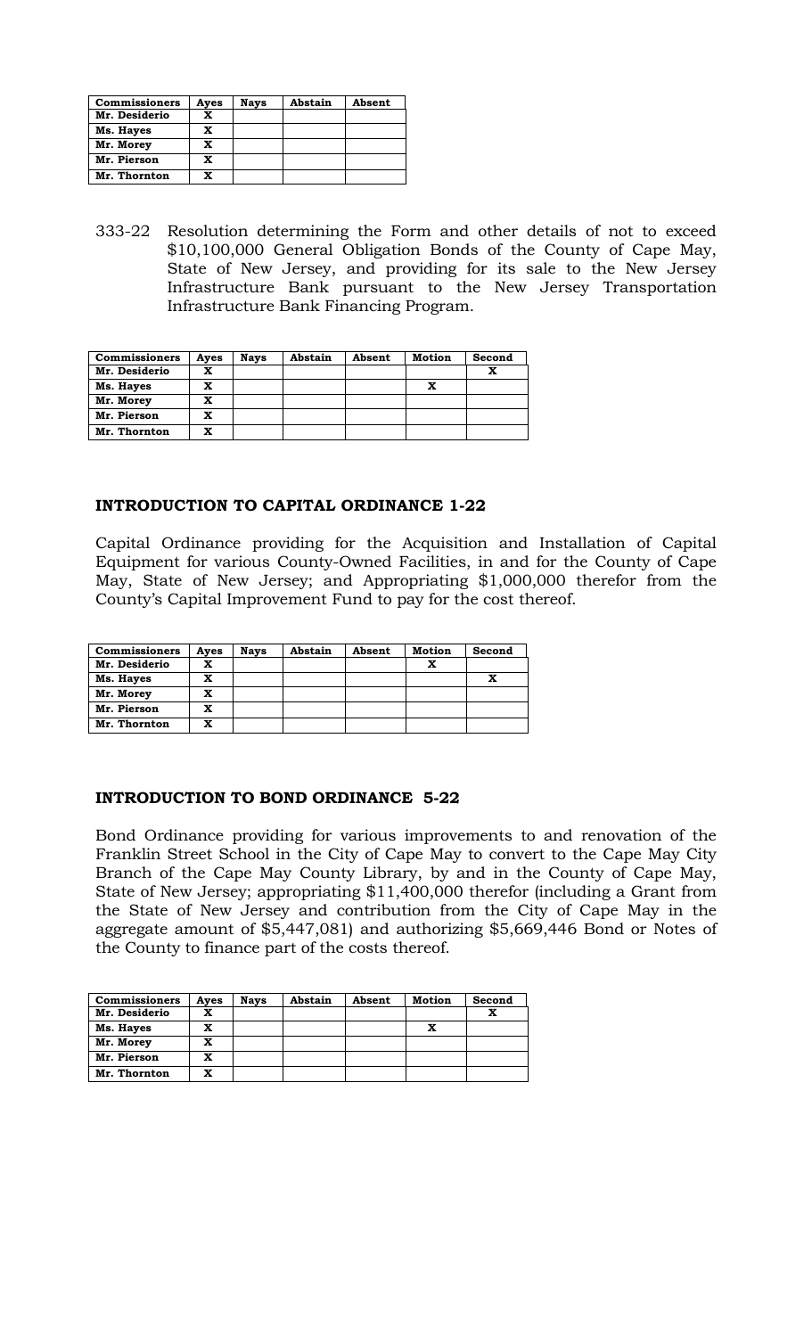| Commissioners | Ayes | Nays | Abstain | Absent |
|---|---|---|---|---|
| Mr. Desiderio | X | | | |
| Ms. Hayes | X | | | |
| Mr. Morey | X | | | |
| Mr. Pierson | X | | | |
| Mr. Thornton | X | | | |

333-22 Resolution determining the Form and other details of not to exceed $10,100,000 General Obligation Bonds of the County of Cape May, State of New Jersey, and providing for its sale to the New Jersey Infrastructure Bank pursuant to the New Jersey Transportation Infrastructure Bank Financing Program.

| Commissioners | Ayes | Nays | Abstain | Absent | Motion | Second |
|---|---|---|---|---|---|---|
| Mr. Desiderio | X | | | | | X |
| Ms. Hayes | X | | | | X | |
| Mr. Morey | X | | | | | |
| Mr. Pierson | X | | | | | |
| Mr. Thornton | X | | | | | |

**INTRODUCTION TO CAPITAL ORDINANCE 1-22**

Capital Ordinance providing for the Acquisition and Installation of Capital Equipment for various County-Owned Facilities, in and for the County of Cape May, State of New Jersey; and Appropriating $1,000,000 therefor from the County's Capital Improvement Fund to pay for the cost thereof.

| Commissioners | Ayes | Nays | Abstain | Absent | Motion | Second |
|---|---|---|---|---|---|---|
| Mr. Desiderio | X | | | | X | |
| Ms. Hayes | X | | | | | X |
| Mr. Morey | X | | | | | |
| Mr. Pierson | X | | | | | |
| Mr. Thornton | X | | | | | |

**INTRODUCTION TO BOND ORDINANCE 5-22**

Bond Ordinance providing for various improvements to and renovation of the Franklin Street School in the City of Cape May to convert to the Cape May City Branch of the Cape May County Library, by and in the County of Cape May, State of New Jersey; appropriating $11,400,000 therefor (including a Grant from the State of New Jersey and contribution from the City of Cape May in the aggregate amount of $5,447,081) and authorizing $5,669,446 Bond or Notes of the County to finance part of the costs thereof.

| Commissioners | Ayes | Nays | Abstain | Absent | Motion | Second |
|---|---|---|---|---|---|---|
| Mr. Desiderio | X | | | | | X |
| Ms. Hayes | X | | | | X | |
| Mr. Morey | X | | | | | |
| Mr. Pierson | X | | | | | |
| Mr. Thornton | X | | | | | |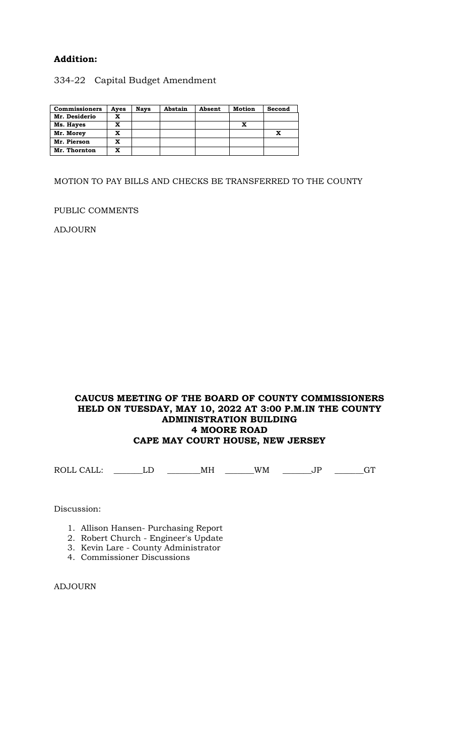**Addition:**

334-22 Capital Budget Amendment

| Commissioners | Ayes | Nays | Abstain | Absent | Motion | Second |
|---|---|---|---|---|---|---|
| Mr. Desiderio | X | | | | | |
| Ms. Hayes | X | | | | X | |
| Mr. Morey | X | | | | | X |
| Mr. Pierson | X | | | | | |
| Mr. Thornton | X | | | | | |

MOTION TO PAY BILLS AND CHECKS BE TRANSFERRED TO THE COUNTY

PUBLIC COMMENTS

ADJOURN

## CAUCUS MEETING OF THE BOARD OF COUNTY COMMISSIONERS HELD ON TUESDAY, MAY 10, 2022 AT 3:00 P.M.IN THE COUNTY ADMINISTRATION BUILDING 4 MOORE ROAD CAPE MAY COURT HOUSE, NEW JERSEY

ROLL CALL: _______LD ________MH _______WM _______JP _______GT

Discussion:

1. Allison Hansen- Purchasing Report
2. Robert Church - Engineer's Update
3. Kevin Lare - County Administrator
4. Commissioner Discussions

ADJOURN